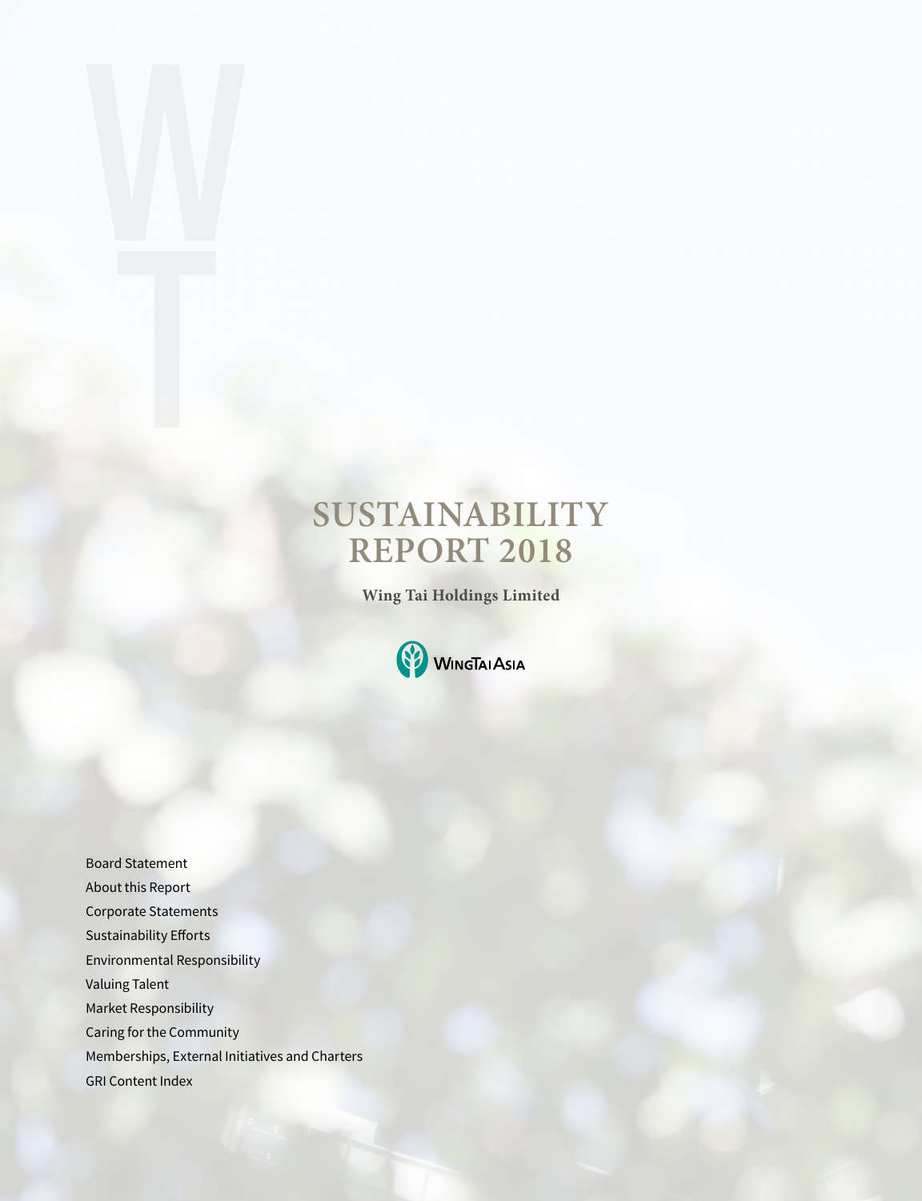# SUSTAINABILITY REPORT 2018

**Wing Tai Holdings Limited**

WINGTAIASIA

- Board Statement
- About this Report
- Corporate Statements
- Sustainability Efforts
- Environmental Responsibility
- Valuing Talent
- Market Responsibility
- Caring for the Community
- Memberships, External Initiatives and Charters
- GRI Content Index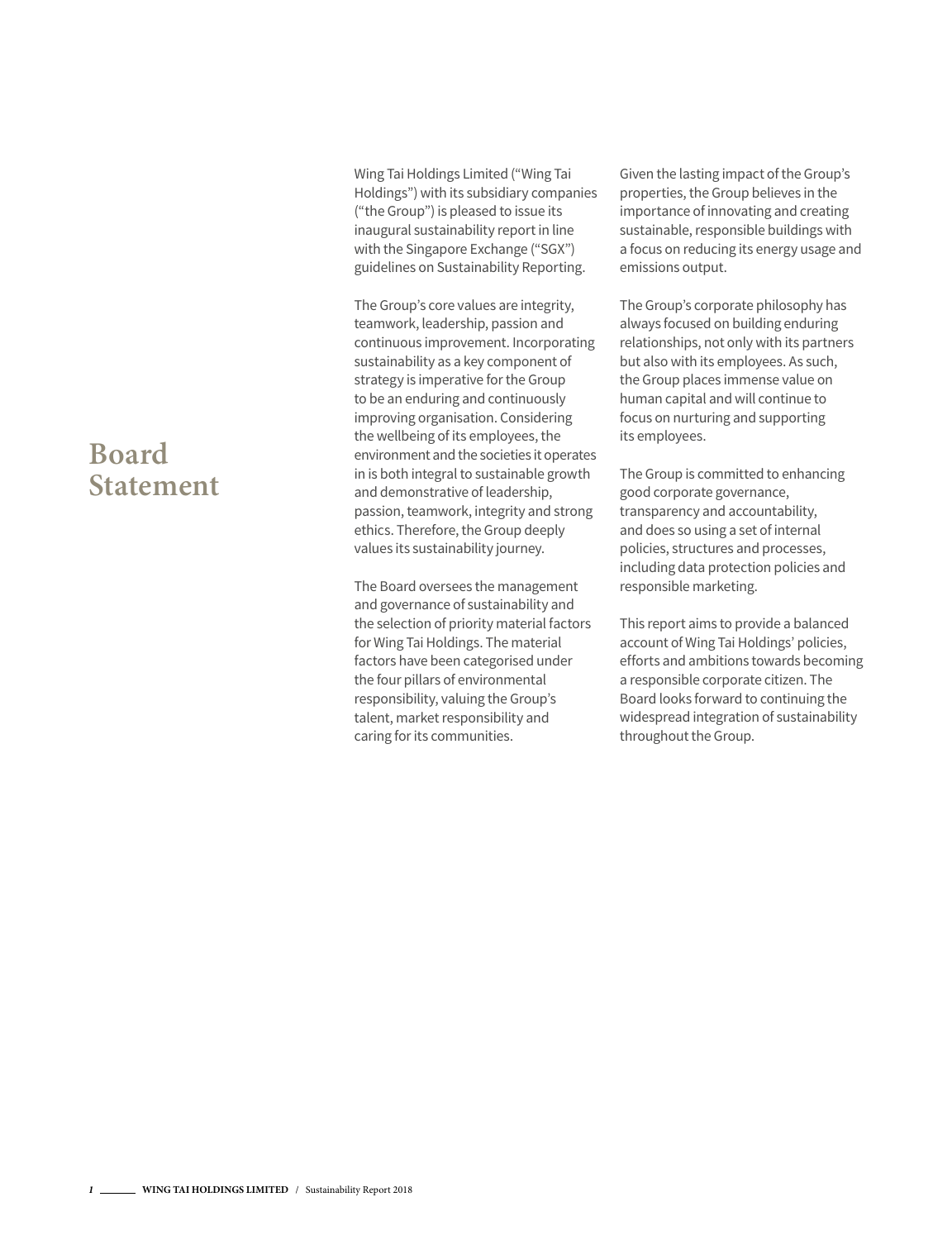# Board Statement

Wing Tai Holdings Limited ("Wing Tai Holdings") with its subsidiary companies ("the Group") is pleased to issue its inaugural sustainability report in line with the Singapore Exchange ("SGX") guidelines on Sustainability Reporting.

The Group's core values are integrity, teamwork, leadership, passion and continuous improvement. Incorporating sustainability as a key component of strategy is imperative for the Group to be an enduring and continuously improving organisation. Considering the wellbeing of its employees, the environment and the societies it operates in is both integral to sustainable growth and demonstrative of leadership, passion, teamwork, integrity and strong ethics. Therefore, the Group deeply values its sustainability journey.

The Board oversees the management and governance of sustainability and the selection of priority material factors for Wing Tai Holdings. The material factors have been categorised under the four pillars of environmental responsibility, valuing the Group's talent, market responsibility and caring for its communities.

Given the lasting impact of the Group's properties, the Group believes in the importance of innovating and creating sustainable, responsible buildings with a focus on reducing its energy usage and emissions output.

The Group's corporate philosophy has always focused on building enduring relationships, not only with its partners but also with its employees. As such, the Group places immense value on human capital and will continue to focus on nurturing and supporting its employees.

The Group is committed to enhancing good corporate governance, transparency and accountability, and does so using a set of internal policies, structures and processes, including data protection policies and responsible marketing.

This report aims to provide a balanced account of Wing Tai Holdings' policies, efforts and ambitions towards becoming a responsible corporate citizen. The Board looks forward to continuing the widespread integration of sustainability throughout the Group.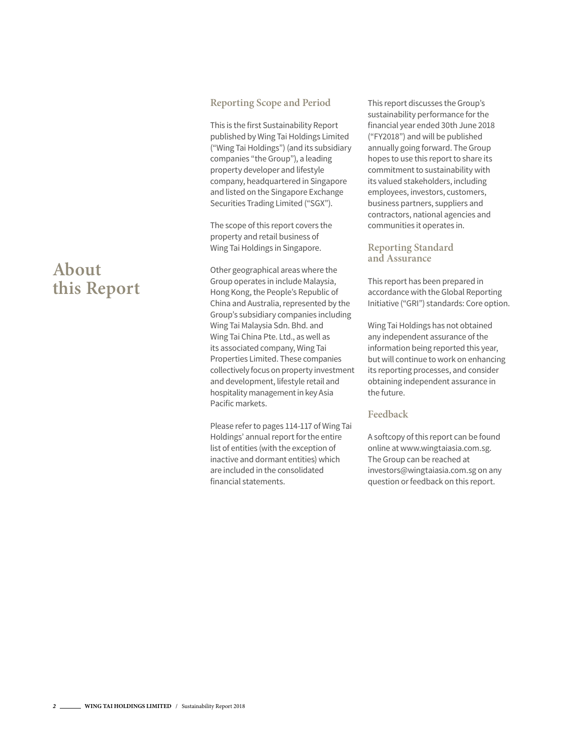# About this Report

## Reporting Scope and Period

This is the first Sustainability Report published by Wing Tai Holdings Limited ("Wing Tai Holdings") (and its subsidiary companies "the Group"), a leading property developer and lifestyle company, headquartered in Singapore and listed on the Singapore Exchange Securities Trading Limited ("SGX").

The scope of this report covers the property and retail business of Wing Tai Holdings in Singapore.

Other geographical areas where the Group operates in include Malaysia, Hong Kong, the People's Republic of China and Australia, represented by the Group's subsidiary companies including Wing Tai Malaysia Sdn. Bhd. and Wing Tai China Pte. Ltd., as well as its associated company, Wing Tai Properties Limited. These companies collectively focus on property investment and development, lifestyle retail and hospitality management in key Asia Pacific markets.

Please refer to pages 114-117 of Wing Tai Holdings' annual report for the entire list of entities (with the exception of inactive and dormant entities) which are included in the consolidated financial statements.

This report discusses the Group's sustainability performance for the financial year ended 30th June 2018 ("FY2018") and will be published annually going forward. The Group hopes to use this report to share its commitment to sustainability with its valued stakeholders, including employees, investors, customers, business partners, suppliers and contractors, national agencies and communities it operates in.

## Reporting Standard and Assurance

This report has been prepared in accordance with the Global Reporting Initiative ("GRI") standards: Core option.

Wing Tai Holdings has not obtained any independent assurance of the information being reported this year, but will continue to work on enhancing its reporting processes, and consider obtaining independent assurance in the future.

## Feedback

A softcopy of this report can be found online at www.wingtaiasia.com.sg. The Group can be reached at investors@wingtaiasia.com.sg on any question or feedback on this report.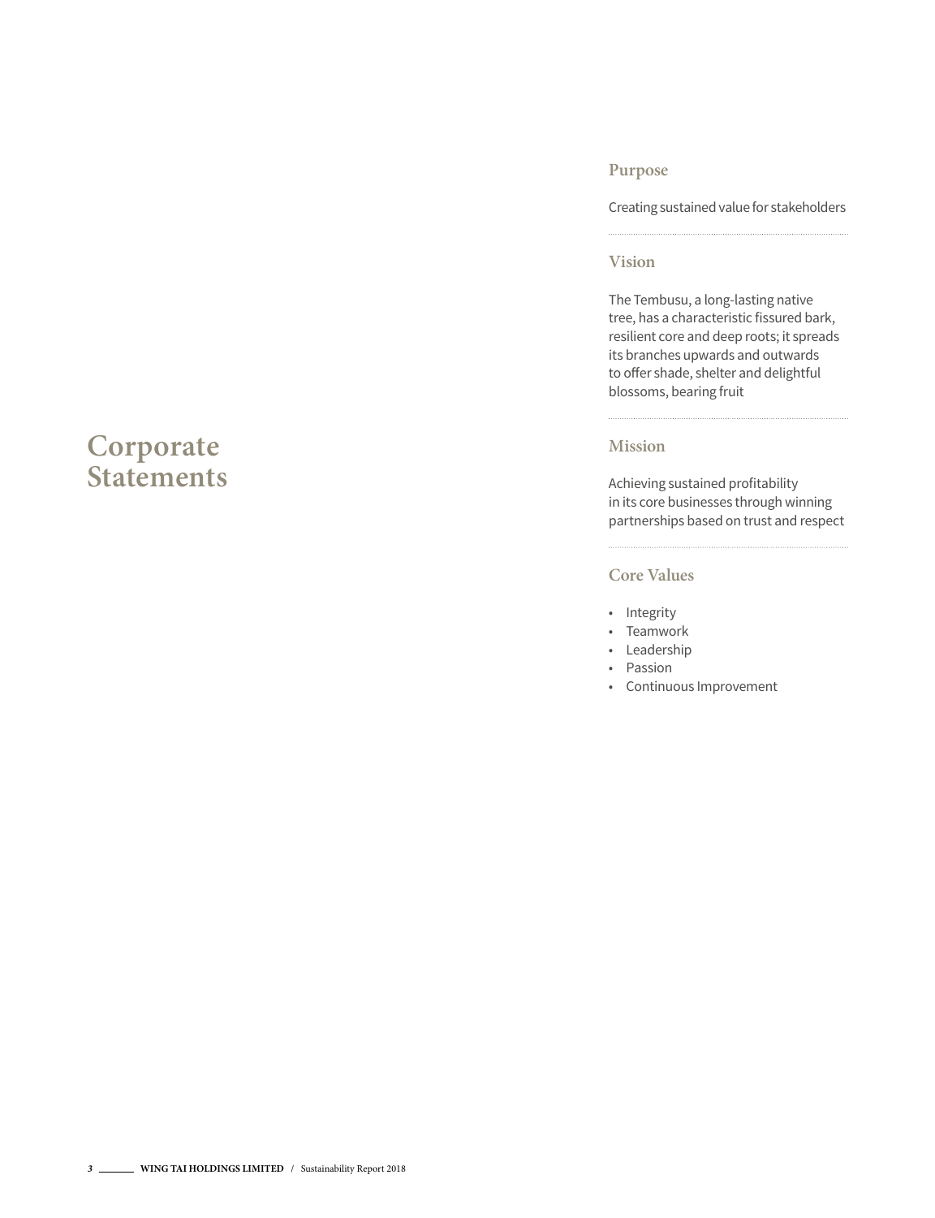# Corporate Statements

## Purpose

Creating sustained value for stakeholders

## Vision

The Tembusu, a long-lasting native tree, has a characteristic fissured bark, resilient core and deep roots; it spreads its branches upwards and outwards to offer shade, shelter and delightful blossoms, bearing fruit

## Mission

Achieving sustained profitability in its core businesses through winning partnerships based on trust and respect

## Core Values

- Integrity
- Teamwork
- Leadership
- Passion
- Continuous Improvement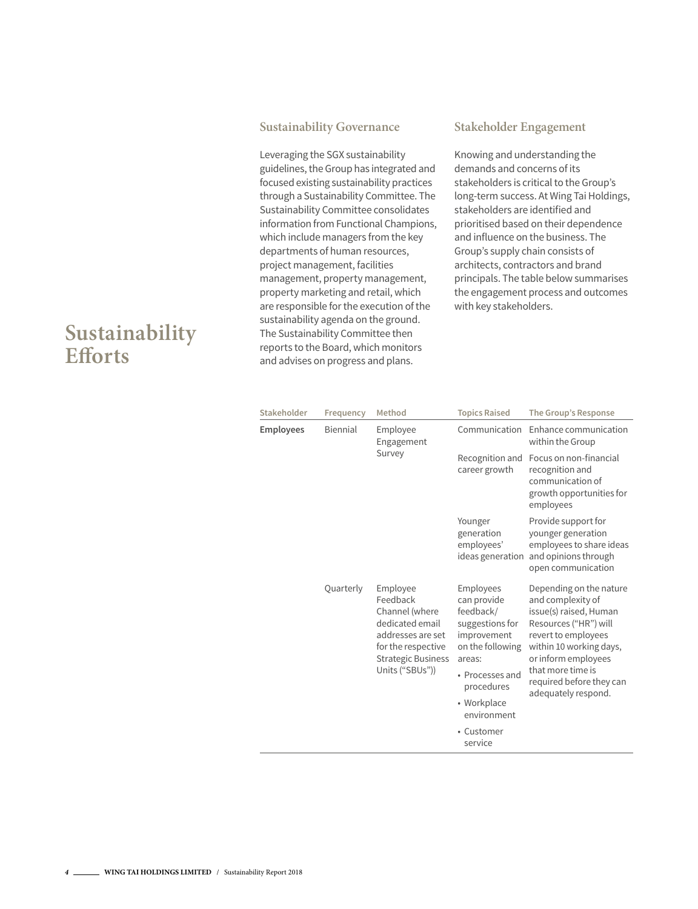# Sustainability Efforts

## Sustainability Governance

Leveraging the SGX sustainability guidelines, the Group has integrated and focused existing sustainability practices through a Sustainability Committee. The Sustainability Committee consolidates information from Functional Champions, which include managers from the key departments of human resources, project management, facilities management, property management, property marketing and retail, which are responsible for the execution of the sustainability agenda on the ground. The Sustainability Committee then reports to the Board, which monitors and advises on progress and plans.

## Stakeholder Engagement

Knowing and understanding the demands and concerns of its stakeholders is critical to the Group's long-term success. At Wing Tai Holdings, stakeholders are identified and prioritised based on their dependence and influence on the business. The Group's supply chain consists of architects, contractors and brand principals. The table below summarises the engagement process and outcomes with key stakeholders.

| Stakeholder | Frequency | Method | Topics Raised | The Group's Response |
|---|---|---|---|---|
| **Employees** | Biennial | Employee Engagement Survey | Communication | Enhance communication within the Group |
| | | | Recognition and career growth | Focus on non-financial recognition and communication of growth opportunities for employees |
| | | | Younger generation employees' ideas generation | Provide support for younger generation employees to share ideas and opinions through open communication |
| | Quarterly | Employee Feedback Channel (where dedicated email addresses are set for the respective Strategic Business Units ("SBUs")) | Employees can provide feedback/ suggestions for improvement on the following areas: <br>• Processes and procedures <br>• Workplace environment <br>• Customer service | Depending on the nature and complexity of issue(s) raised, Human Resources ("HR") will revert to employees within 10 working days, or inform employees that more time is required before they can adequately respond. |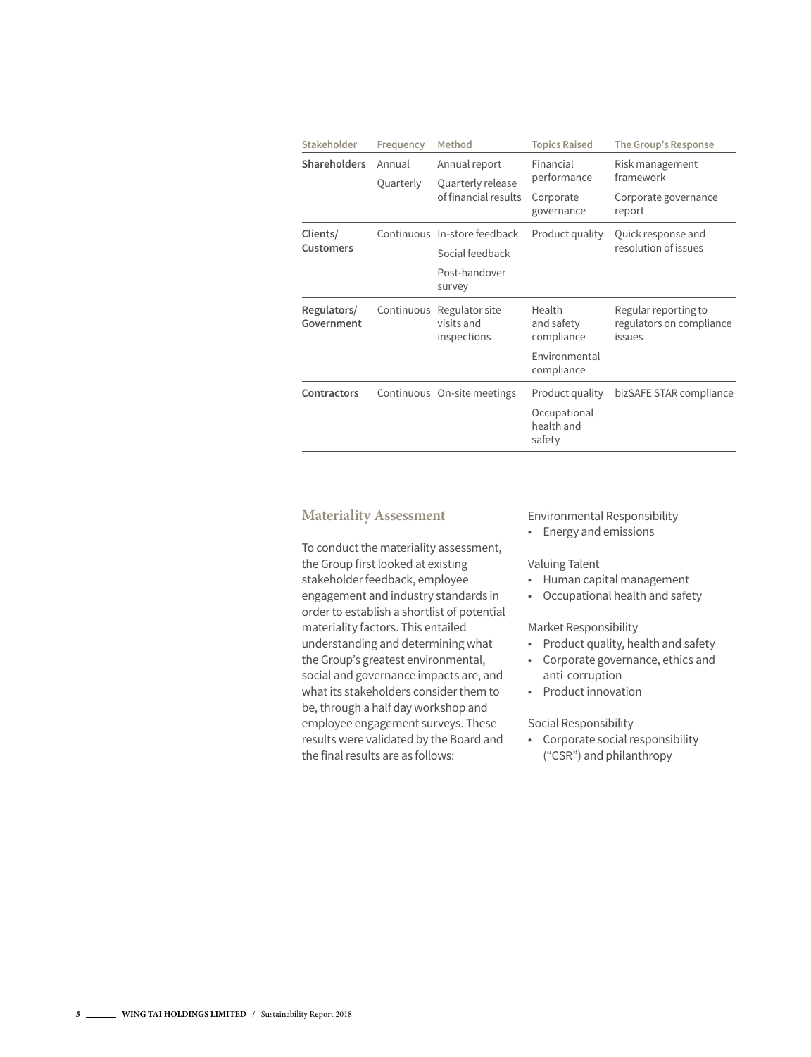| Stakeholder | Frequency | Method | Topics Raised | The Group's Response |
|---|---|---|---|---|
| **Shareholders** | Annual<br>Quarterly | Annual report<br>Quarterly release of financial results | Financial performance<br>Corporate governance | Risk management framework<br>Corporate governance report |
| **Clients/ Customers** | Continuous | In-store feedback<br>Social feedback<br>Post-handover survey | Product quality | Quick response and resolution of issues |
| **Regulators/ Government** | Continuous | Regulator site visits and inspections | Health and safety compliance<br>Environmental compliance | Regular reporting to regulators on compliance issues |
| **Contractors** | Continuous | On-site meetings | Product quality<br>Occupational health and safety | bizSAFE STAR compliance |

## Materiality Assessment

To conduct the materiality assessment, the Group first looked at existing stakeholder feedback, employee engagement and industry standards in order to establish a shortlist of potential materiality factors. This entailed understanding and determining what the Group's greatest environmental, social and governance impacts are, and what its stakeholders consider them to be, through a half day workshop and employee engagement surveys. These results were validated by the Board and the final results are as follows:

Environmental Responsibility

- Energy and emissions

Valuing Talent

- Human capital management
- Occupational health and safety

Market Responsibility

- Product quality, health and safety
- Corporate governance, ethics and anti-corruption
- Product innovation

Social Responsibility

- Corporate social responsibility ("CSR") and philanthropy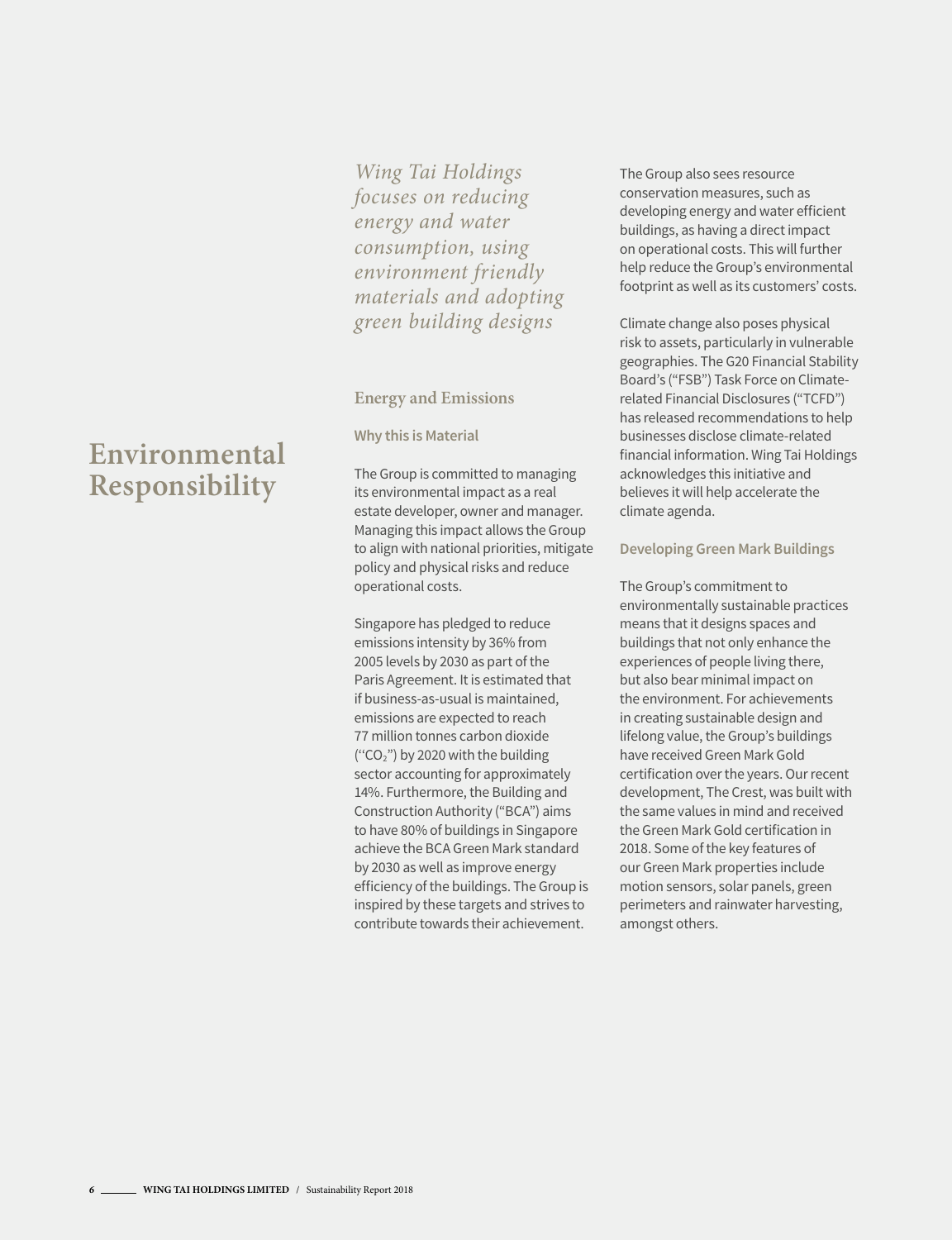# Environmental Responsibility

*Wing Tai Holdings focuses on reducing energy and water consumption, using environment friendly materials and adopting green building designs*

## Energy and Emissions

### Why this is Material

The Group is committed to managing its environmental impact as a real estate developer, owner and manager. Managing this impact allows the Group to align with national priorities, mitigate policy and physical risks and reduce operational costs.

Singapore has pledged to reduce emissions intensity by 36% from 2005 levels by 2030 as part of the Paris Agreement. It is estimated that if business-as-usual is maintained, emissions are expected to reach 77 million tonnes carbon dioxide (“$CO_2$”) by 2020 with the building sector accounting for approximately 14%. Furthermore, the Building and Construction Authority (“BCA”) aims to have 80% of buildings in Singapore achieve the BCA Green Mark standard by 2030 as well as improve energy efficiency of the buildings. The Group is inspired by these targets and strives to contribute towards their achievement.

The Group also sees resource conservation measures, such as developing energy and water efficient buildings, as having a direct impact on operational costs. This will further help reduce the Group’s environmental footprint as well as its customers’ costs.

Climate change also poses physical risk to assets, particularly in vulnerable geographies. The G20 Financial Stability Board’s (“FSB”) Task Force on Climate-related Financial Disclosures (“TCFD”) has released recommendations to help businesses disclose climate-related financial information. Wing Tai Holdings acknowledges this initiative and believes it will help accelerate the climate agenda.

### Developing Green Mark Buildings

The Group’s commitment to environmentally sustainable practices means that it designs spaces and buildings that not only enhance the experiences of people living there, but also bear minimal impact on the environment. For achievements in creating sustainable design and lifelong value, the Group’s buildings have received Green Mark Gold certification over the years. Our recent development, The Crest, was built with the same values in mind and received the Green Mark Gold certification in 2018. Some of the key features of our Green Mark properties include motion sensors, solar panels, green perimeters and rainwater harvesting, amongst others.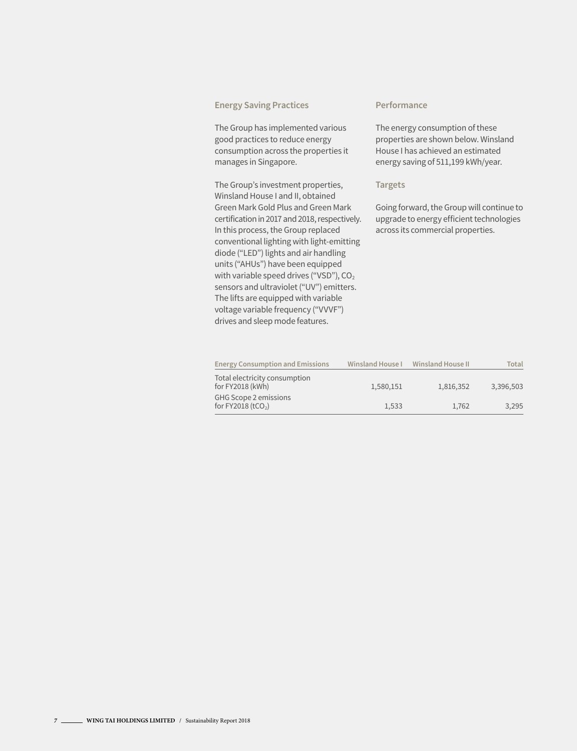### Energy Saving Practices

The Group has implemented various good practices to reduce energy consumption across the properties it manages in Singapore.

The Group's investment properties, Winsland House I and II, obtained Green Mark Gold Plus and Green Mark certification in 2017 and 2018, respectively. In this process, the Group replaced conventional lighting with light-emitting diode ("LED") lights and air handling units ("AHUs") have been equipped with variable speed drives ("VSD"), $CO_2$ sensors and ultraviolet ("UV") emitters. The lifts are equipped with variable voltage variable frequency ("VVVF") drives and sleep mode features.

### Performance

The energy consumption of these properties are shown below. Winsland House I has achieved an estimated energy saving of 511,199 kWh/year.

### Targets

Going forward, the Group will continue to upgrade to energy efficient technologies across its commercial properties.

| Energy Consumption and Emissions | Winsland House I | Winsland House II | Total |
| --- | --- | --- | --- |
| Total electricity consumption for FY2018 (kWh) | 1,580,151 | 1,816,352 | 3,396,503 |
| GHG Scope 2 emissions for FY2018 ($tCO_2$) | 1,533 | 1,762 | 3,295 |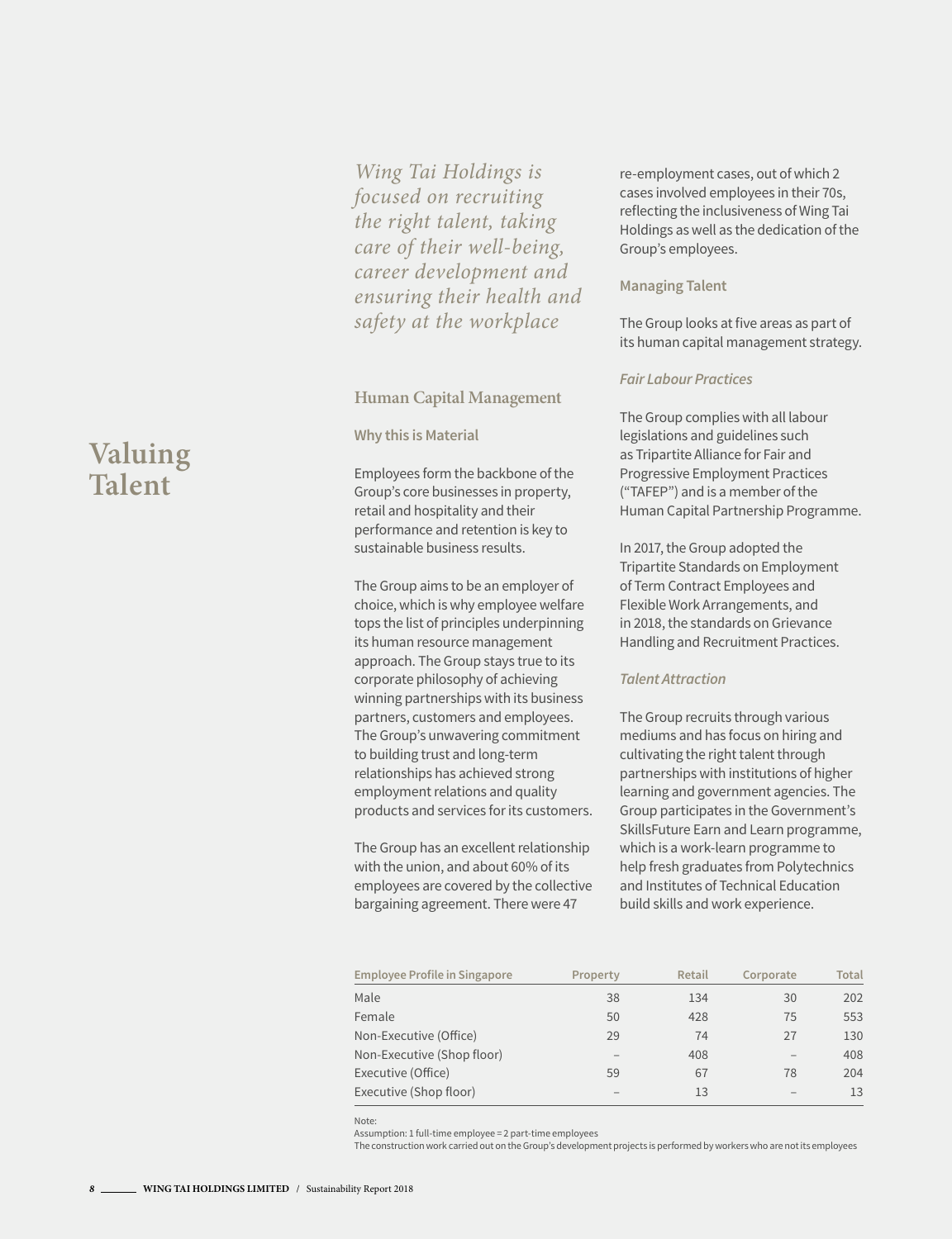# Valuing Talent

*Wing Tai Holdings is focused on recruiting the right talent, taking care of their well-being, career development and ensuring their health and safety at the workplace*

## Human Capital Management

### Why this is Material

Employees form the backbone of the Group's core businesses in property, retail and hospitality and their performance and retention is key to sustainable business results.

The Group aims to be an employer of choice, which is why employee welfare tops the list of principles underpinning its human resource management approach. The Group stays true to its corporate philosophy of achieving winning partnerships with its business partners, customers and employees. The Group's unwavering commitment to building trust and long-term relationships has achieved strong employment relations and quality products and services for its customers.

The Group has an excellent relationship with the union, and about 60% of its employees are covered by the collective bargaining agreement. There were 47 re-employment cases, out of which 2 cases involved employees in their 70s, reflecting the inclusiveness of Wing Tai Holdings as well as the dedication of the Group's employees.

### Managing Talent

The Group looks at five areas as part of its human capital management strategy.

#### *Fair Labour Practices*

The Group complies with all labour legislations and guidelines such as Tripartite Alliance for Fair and Progressive Employment Practices ("TAFEP") and is a member of the Human Capital Partnership Programme.

In 2017, the Group adopted the Tripartite Standards on Employment of Term Contract Employees and Flexible Work Arrangements, and in 2018, the standards on Grievance Handling and Recruitment Practices.

#### *Talent Attraction*

The Group recruits through various mediums and has focus on hiring and cultivating the right talent through partnerships with institutions of higher learning and government agencies. The Group participates in the Government's SkillsFuture Earn and Learn programme, which is a work-learn programme to help fresh graduates from Polytechnics and Institutes of Technical Education build skills and work experience.

| Employee Profile in Singapore | Property | Retail | Corporate | Total |
|---|---|---|---|---|
| Male | 38 | 134 | 30 | 202 |
| Female | 50 | 428 | 75 | 553 |
| Non-Executive (Office) | 29 | 74 | 27 | 130 |
| Non-Executive (Shop floor) | – | 408 | – | 408 |
| Executive (Office) | 59 | 67 | 78 | 204 |
| Executive (Shop floor) | – | 13 | – | 13 |

Note:
Assumption: 1 full-time employee = 2 part-time employees
The construction work carried out on the Group's development projects is performed by workers who are not its employees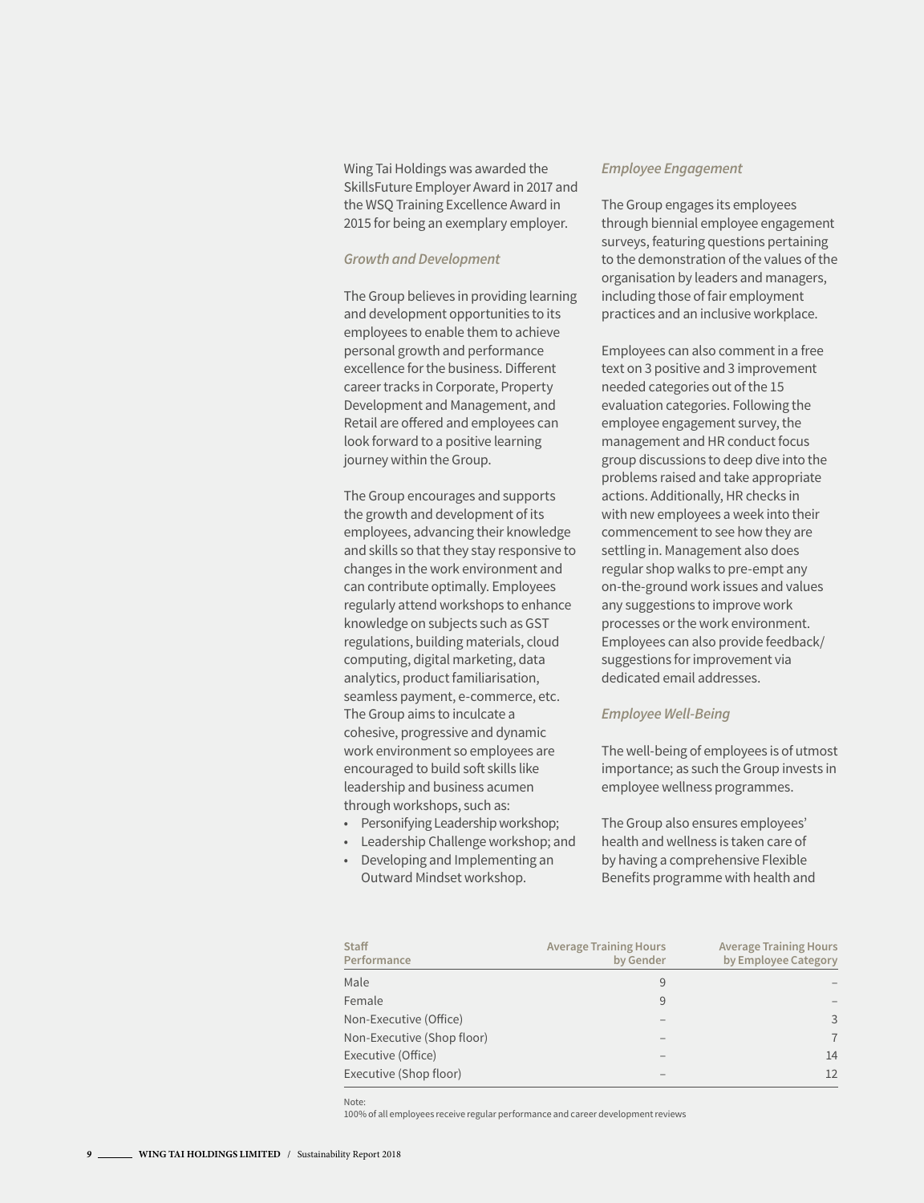Wing Tai Holdings was awarded the SkillsFuture Employer Award in 2017 and the WSQ Training Excellence Award in 2015 for being an exemplary employer.

### *Growth and Development*

The Group believes in providing learning and development opportunities to its employees to enable them to achieve personal growth and performance excellence for the business. Different career tracks in Corporate, Property Development and Management, and Retail are offered and employees can look forward to a positive learning journey within the Group.

The Group encourages and supports the growth and development of its employees, advancing their knowledge and skills so that they stay responsive to changes in the work environment and can contribute optimally. Employees regularly attend workshops to enhance knowledge on subjects such as GST regulations, building materials, cloud computing, digital marketing, data analytics, product familiarisation, seamless payment, e-commerce, etc. The Group aims to inculcate a cohesive, progressive and dynamic work environment so employees are encouraged to build soft skills like leadership and business acumen through workshops, such as:

- Personifying Leadership workshop;
- Leadership Challenge workshop; and
- Developing and Implementing an Outward Mindset workshop.

### *Employee Engagement*

The Group engages its employees through biennial employee engagement surveys, featuring questions pertaining to the demonstration of the values of the organisation by leaders and managers, including those of fair employment practices and an inclusive workplace.

Employees can also comment in a free text on 3 positive and 3 improvement needed categories out of the 15 evaluation categories. Following the employee engagement survey, the management and HR conduct focus group discussions to deep dive into the problems raised and take appropriate actions. Additionally, HR checks in with new employees a week into their commencement to see how they are settling in. Management also does regular shop walks to pre-empt any on-the-ground work issues and values any suggestions to improve work processes or the work environment. Employees can also provide feedback/suggestions for improvement via dedicated email addresses.

### *Employee Well-Being*

The well-being of employees is of utmost importance; as such the Group invests in employee wellness programmes.

The Group also ensures employees' health and wellness is taken care of by having a comprehensive Flexible Benefits programme with health and

| Staff Performance | Average Training Hours by Gender | Average Training Hours by Employee Category |
|---|---|---|
| Male | 9 | – |
| Female | 9 | – |
| Non-Executive (Office) | – | 3 |
| Non-Executive (Shop floor) | – | 7 |
| Executive (Office) | – | 14 |
| Executive (Shop floor) | – | 12 |

Note:
100% of all employees receive regular performance and career development reviews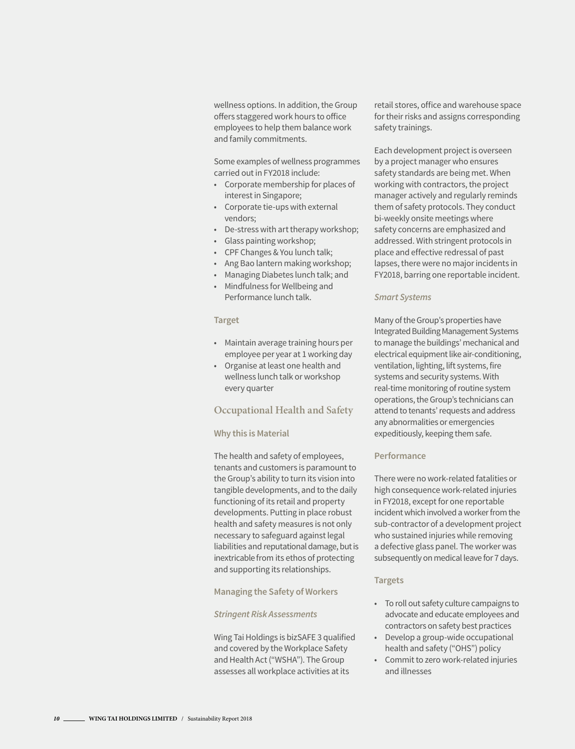wellness options. In addition, the Group offers staggered work hours to office employees to help them balance work and family commitments.

Some examples of wellness programmes carried out in FY2018 include:

- Corporate membership for places of interest in Singapore;
- Corporate tie-ups with external vendors;
- De-stress with art therapy workshop;
- Glass painting workshop;
- CPF Changes & You lunch talk;
- Ang Bao lantern making workshop;
- Managing Diabetes lunch talk; and
- Mindfulness for Wellbeing and Performance lunch talk.

### Target

- Maintain average training hours per employee per year at 1 working day
- Organise at least one health and wellness lunch talk or workshop every quarter

## Occupational Health and Safety

### Why this is Material

The health and safety of employees, tenants and customers is paramount to the Group's ability to turn its vision into tangible developments, and to the daily functioning of its retail and property developments. Putting in place robust health and safety measures is not only necessary to safeguard against legal liabilities and reputational damage, but is inextricable from its ethos of protecting and supporting its relationships.

### Managing the Safety of Workers

#### *Stringent Risk Assessments*

Wing Tai Holdings is bizSAFE 3 qualified and covered by the Workplace Safety and Health Act ("WSHA"). The Group assesses all workplace activities at its retail stores, office and warehouse space for their risks and assigns corresponding safety trainings.

Each development project is overseen by a project manager who ensures safety standards are being met. When working with contractors, the project manager actively and regularly reminds them of safety protocols. They conduct bi-weekly onsite meetings where safety concerns are emphasized and addressed. With stringent protocols in place and effective redressal of past lapses, there were no major incidents in FY2018, barring one reportable incident.

#### *Smart Systems*

Many of the Group's properties have Integrated Building Management Systems to manage the buildings' mechanical and electrical equipment like air-conditioning, ventilation, lighting, lift systems, fire systems and security systems. With real-time monitoring of routine system operations, the Group's technicians can attend to tenants' requests and address any abnormalities or emergencies expeditiously, keeping them safe.

### Performance

There were no work-related fatalities or high consequence work-related injuries in FY2018, except for one reportable incident which involved a worker from the sub-contractor of a development project who sustained injuries while removing a defective glass panel. The worker was subsequently on medical leave for 7 days.

### Targets

- To roll out safety culture campaigns to advocate and educate employees and contractors on safety best practices
- Develop a group-wide occupational health and safety ("OHS") policy
- Commit to zero work-related injuries and illnesses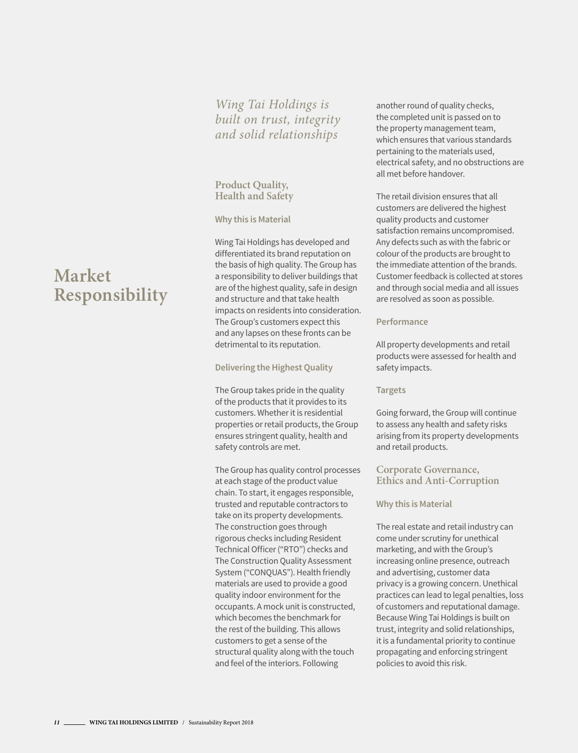# Market Responsibility

*Wing Tai Holdings is built on trust, integrity and solid relationships*

## Product Quality, Health and Safety

### Why this is Material

Wing Tai Holdings has developed and differentiated its brand reputation on the basis of high quality. The Group has a responsibility to deliver buildings that are of the highest quality, safe in design and structure and that take health impacts on residents into consideration. The Group's customers expect this and any lapses on these fronts can be detrimental to its reputation.

### Delivering the Highest Quality

The Group takes pride in the quality of the products that it provides to its customers. Whether it is residential properties or retail products, the Group ensures stringent quality, health and safety controls are met.

The Group has quality control processes at each stage of the product value chain. To start, it engages responsible, trusted and reputable contractors to take on its property developments. The construction goes through rigorous checks including Resident Technical Officer ("RTO") checks and The Construction Quality Assessment System ("CONQUAS"). Health friendly materials are used to provide a good quality indoor environment for the occupants. A mock unit is constructed, which becomes the benchmark for the rest of the building. This allows customers to get a sense of the structural quality along with the touch and feel of the interiors. Following another round of quality checks, the completed unit is passed on to the property management team, which ensures that various standards pertaining to the materials used, electrical safety, and no obstructions are all met before handover.

The retail division ensures that all customers are delivered the highest quality products and customer satisfaction remains uncompromised. Any defects such as with the fabric or colour of the products are brought to the immediate attention of the brands. Customer feedback is collected at stores and through social media and all issues are resolved as soon as possible.

### Performance

All property developments and retail products were assessed for health and safety impacts.

### Targets

Going forward, the Group will continue to assess any health and safety risks arising from its property developments and retail products.

## Corporate Governance, Ethics and Anti-Corruption

### Why this is Material

The real estate and retail industry can come under scrutiny for unethical marketing, and with the Group's increasing online presence, outreach and advertising, customer data privacy is a growing concern. Unethical practices can lead to legal penalties, loss of customers and reputational damage. Because Wing Tai Holdings is built on trust, integrity and solid relationships, it is a fundamental priority to continue propagating and enforcing stringent policies to avoid this risk.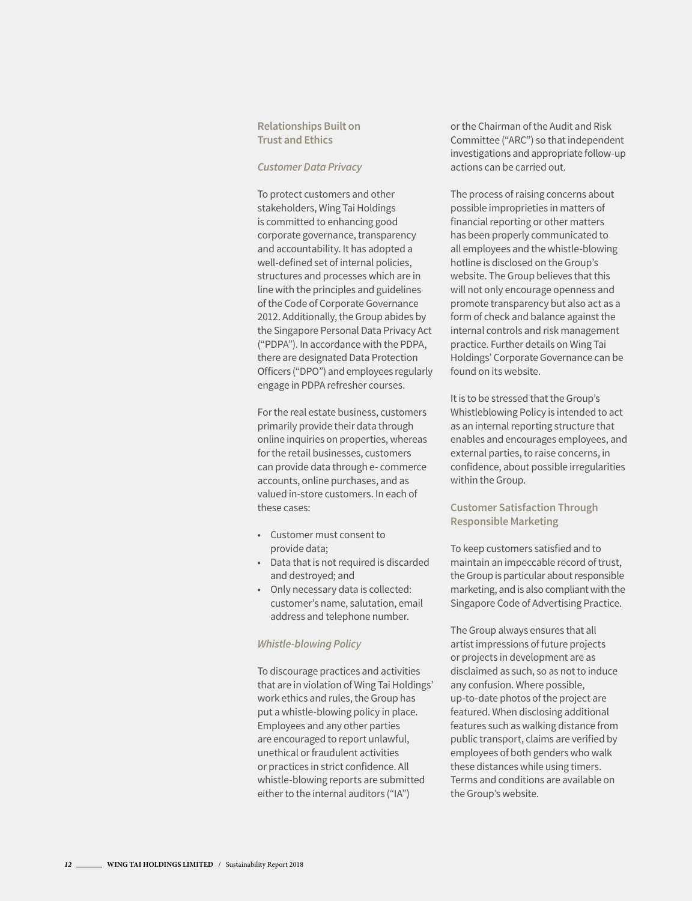## Relationships Built on Trust and Ethics

### *Customer Data Privacy*

To protect customers and other stakeholders, Wing Tai Holdings is committed to enhancing good corporate governance, transparency and accountability. It has adopted a well-defined set of internal policies, structures and processes which are in line with the principles and guidelines of the Code of Corporate Governance 2012. Additionally, the Group abides by the Singapore Personal Data Privacy Act ("PDPA"). In accordance with the PDPA, there are designated Data Protection Officers ("DPO") and employees regularly engage in PDPA refresher courses.

For the real estate business, customers primarily provide their data through online inquiries on properties, whereas for the retail businesses, customers can provide data through e- commerce accounts, online purchases, and as valued in-store customers. In each of these cases:

- Customer must consent to provide data;
- Data that is not required is discarded and destroyed; and
- Only necessary data is collected: customer's name, salutation, email address and telephone number.

### *Whistle-blowing Policy*

To discourage practices and activities that are in violation of Wing Tai Holdings' work ethics and rules, the Group has put a whistle-blowing policy in place. Employees and any other parties are encouraged to report unlawful, unethical or fraudulent activities or practices in strict confidence. All whistle-blowing reports are submitted either to the internal auditors ("IA") or the Chairman of the Audit and Risk Committee ("ARC") so that independent investigations and appropriate follow-up actions can be carried out.

The process of raising concerns about possible improprieties in matters of financial reporting or other matters has been properly communicated to all employees and the whistle-blowing hotline is disclosed on the Group's website. The Group believes that this will not only encourage openness and promote transparency but also act as a form of check and balance against the internal controls and risk management practice. Further details on Wing Tai Holdings' Corporate Governance can be found on its website.

It is to be stressed that the Group's Whistleblowing Policy is intended to act as an internal reporting structure that enables and encourages employees, and external parties, to raise concerns, in confidence, about possible irregularities within the Group.

## Customer Satisfaction Through Responsible Marketing

To keep customers satisfied and to maintain an impeccable record of trust, the Group is particular about responsible marketing, and is also compliant with the Singapore Code of Advertising Practice.

The Group always ensures that all artist impressions of future projects or projects in development are as disclaimed as such, so as not to induce any confusion. Where possible, up-to-date photos of the project are featured. When disclosing additional features such as walking distance from public transport, claims are verified by employees of both genders who walk these distances while using timers. Terms and conditions are available on the Group's website.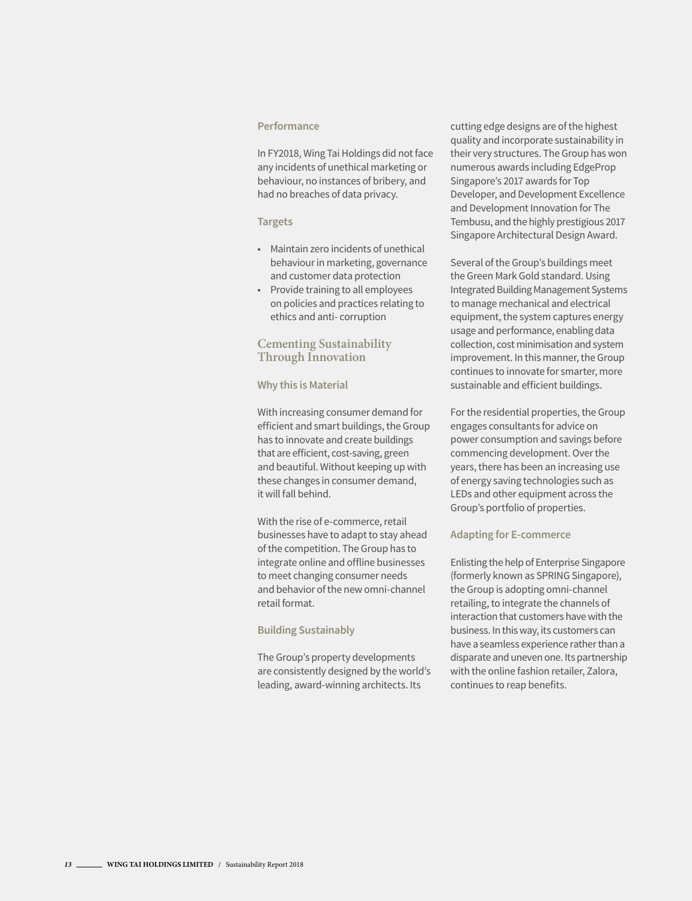### Performance

In FY2018, Wing Tai Holdings did not face any incidents of unethical marketing or behaviour, no instances of bribery, and had no breaches of data privacy.

### Targets

- Maintain zero incidents of unethical behaviour in marketing, governance and customer data protection
- Provide training to all employees on policies and practices relating to ethics and anti- corruption

## Cementing Sustainability Through Innovation

### Why this is Material

With increasing consumer demand for efficient and smart buildings, the Group has to innovate and create buildings that are efficient, cost-saving, green and beautiful. Without keeping up with these changes in consumer demand, it will fall behind.

With the rise of e-commerce, retail businesses have to adapt to stay ahead of the competition. The Group has to integrate online and offline businesses to meet changing consumer needs and behavior of the new omni-channel retail format.

### Building Sustainably

The Group's property developments are consistently designed by the world's leading, award-winning architects. Its cutting edge designs are of the highest quality and incorporate sustainability in their very structures. The Group has won numerous awards including EdgeProp Singapore's 2017 awards for Top Developer, and Development Excellence and Development Innovation for The Tembusu, and the highly prestigious 2017 Singapore Architectural Design Award.

Several of the Group's buildings meet the Green Mark Gold standard. Using Integrated Building Management Systems to manage mechanical and electrical equipment, the system captures energy usage and performance, enabling data collection, cost minimisation and system improvement. In this manner, the Group continues to innovate for smarter, more sustainable and efficient buildings.

For the residential properties, the Group engages consultants for advice on power consumption and savings before commencing development. Over the years, there has been an increasing use of energy saving technologies such as LEDs and other equipment across the Group's portfolio of properties.

### Adapting for E-commerce

Enlisting the help of Enterprise Singapore (formerly known as SPRING Singapore), the Group is adopting omni-channel retailing, to integrate the channels of interaction that customers have with the business. In this way, its customers can have a seamless experience rather than a disparate and uneven one. Its partnership with the online fashion retailer, Zalora, continues to reap benefits.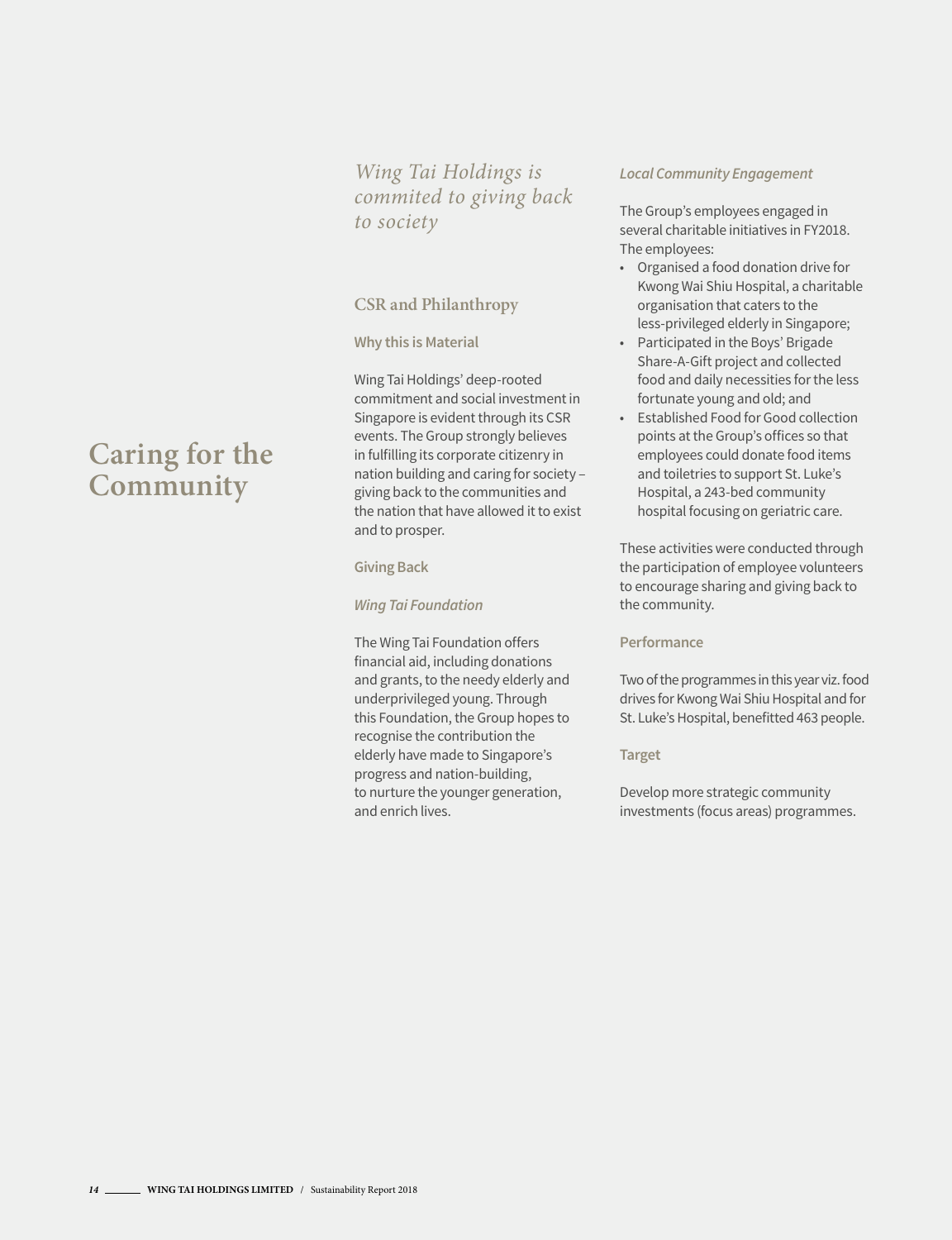# Caring for the Community

*Wing Tai Holdings is commited to giving back to society*

## CSR and Philanthropy

### Why this is Material

Wing Tai Holdings' deep-rooted commitment and social investment in Singapore is evident through its CSR events. The Group strongly believes in fulfilling its corporate citizenry in nation building and caring for society – giving back to the communities and the nation that have allowed it to exist and to prosper.

### Giving Back

*Wing Tai Foundation*

The Wing Tai Foundation offers financial aid, including donations and grants, to the needy elderly and underprivileged young. Through this Foundation, the Group hopes to recognise the contribution the elderly have made to Singapore's progress and nation-building, to nurture the younger generation, and enrich lives.

*Local Community Engagement*

The Group's employees engaged in several charitable initiatives in FY2018. The employees:

- Organised a food donation drive for Kwong Wai Shiu Hospital, a charitable organisation that caters to the less-privileged elderly in Singapore;
- Participated in the Boys' Brigade Share-A-Gift project and collected food and daily necessities for the less fortunate young and old; and
- Established Food for Good collection points at the Group's offices so that employees could donate food items and toiletries to support St. Luke's Hospital, a 243-bed community hospital focusing on geriatric care.

These activities were conducted through the participation of employee volunteers to encourage sharing and giving back to the community.

### Performance

Two of the programmes in this year viz. food drives for Kwong Wai Shiu Hospital and for St. Luke's Hospital, benefitted 463 people.

### Target

Develop more strategic community investments (focus areas) programmes.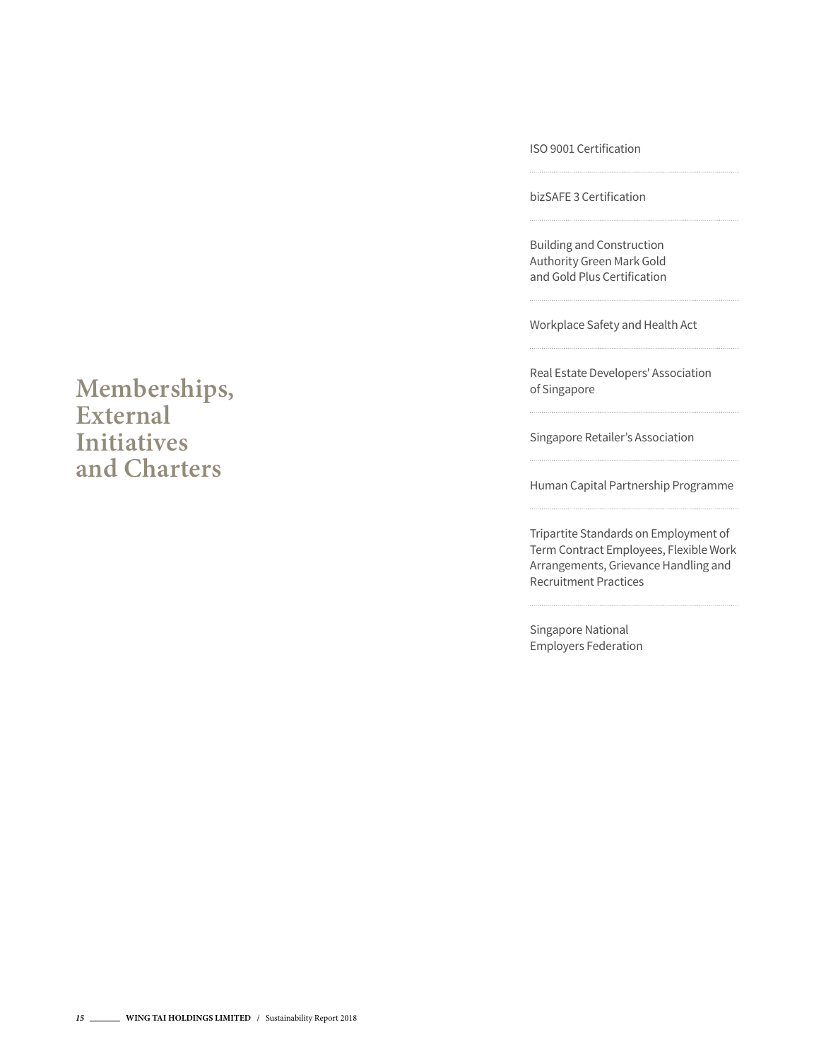# Memberships, External Initiatives and Charters

- ISO 9001 Certification
- bizSAFE 3 Certification
- Building and Construction Authority Green Mark Gold and Gold Plus Certification
- Workplace Safety and Health Act
- Real Estate Developers' Association of Singapore
- Singapore Retailer's Association
- Human Capital Partnership Programme
- Tripartite Standards on Employment of Term Contract Employees, Flexible Work Arrangements, Grievance Handling and Recruitment Practices
- Singapore National Employers Federation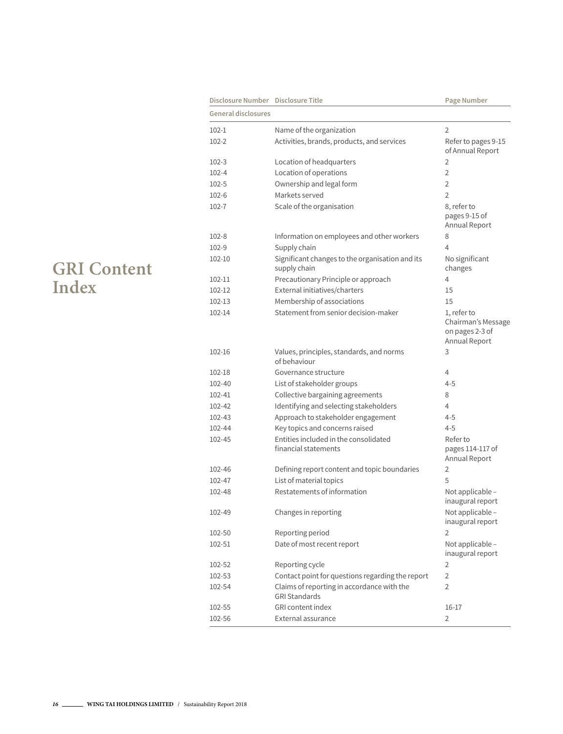# GRI Content Index

| Disclosure Number | Disclosure Title | Page Number |
|---|---|---|
| **General disclosures** | | |
| 102-1 | Name of the organization | 2 |
| 102-2 | Activities, brands, products, and services | Refer to pages 9-15 of Annual Report |
| 102-3 | Location of headquarters | 2 |
| 102-4 | Location of operations | 2 |
| 102-5 | Ownership and legal form | 2 |
| 102-6 | Markets served | 2 |
| 102-7 | Scale of the organisation | 8, refer to pages 9-15 of Annual Report |
| 102-8 | Information on employees and other workers | 8 |
| 102-9 | Supply chain | 4 |
| 102-10 | Significant changes to the organisation and its supply chain | No significant changes |
| 102-11 | Precautionary Principle or approach | 4 |
| 102-12 | External initiatives/charters | 15 |
| 102-13 | Membership of associations | 15 |
| 102-14 | Statement from senior decision-maker | 1, refer to Chairman's Message on pages 2-3 of Annual Report |
| 102-16 | Values, principles, standards, and norms of behaviour | 3 |
| 102-18 | Governance structure | 4 |
| 102-40 | List of stakeholder groups | 4-5 |
| 102-41 | Collective bargaining agreements | 8 |
| 102-42 | Identifying and selecting stakeholders | 4 |
| 102-43 | Approach to stakeholder engagement | 4-5 |
| 102-44 | Key topics and concerns raised | 4-5 |
| 102-45 | Entities included in the consolidated financial statements | Refer to pages 114-117 of Annual Report |
| 102-46 | Defining report content and topic boundaries | 2 |
| 102-47 | List of material topics | 5 |
| 102-48 | Restatements of information | Not applicable – inaugural report |
| 102-49 | Changes in reporting | Not applicable – inaugural report |
| 102-50 | Reporting period | 2 |
| 102-51 | Date of most recent report | Not applicable – inaugural report |
| 102-52 | Reporting cycle | 2 |
| 102-53 | Contact point for questions regarding the report | 2 |
| 102-54 | Claims of reporting in accordance with the GRI Standards | 2 |
| 102-55 | GRI content index | 16-17 |
| 102-56 | External assurance | 2 |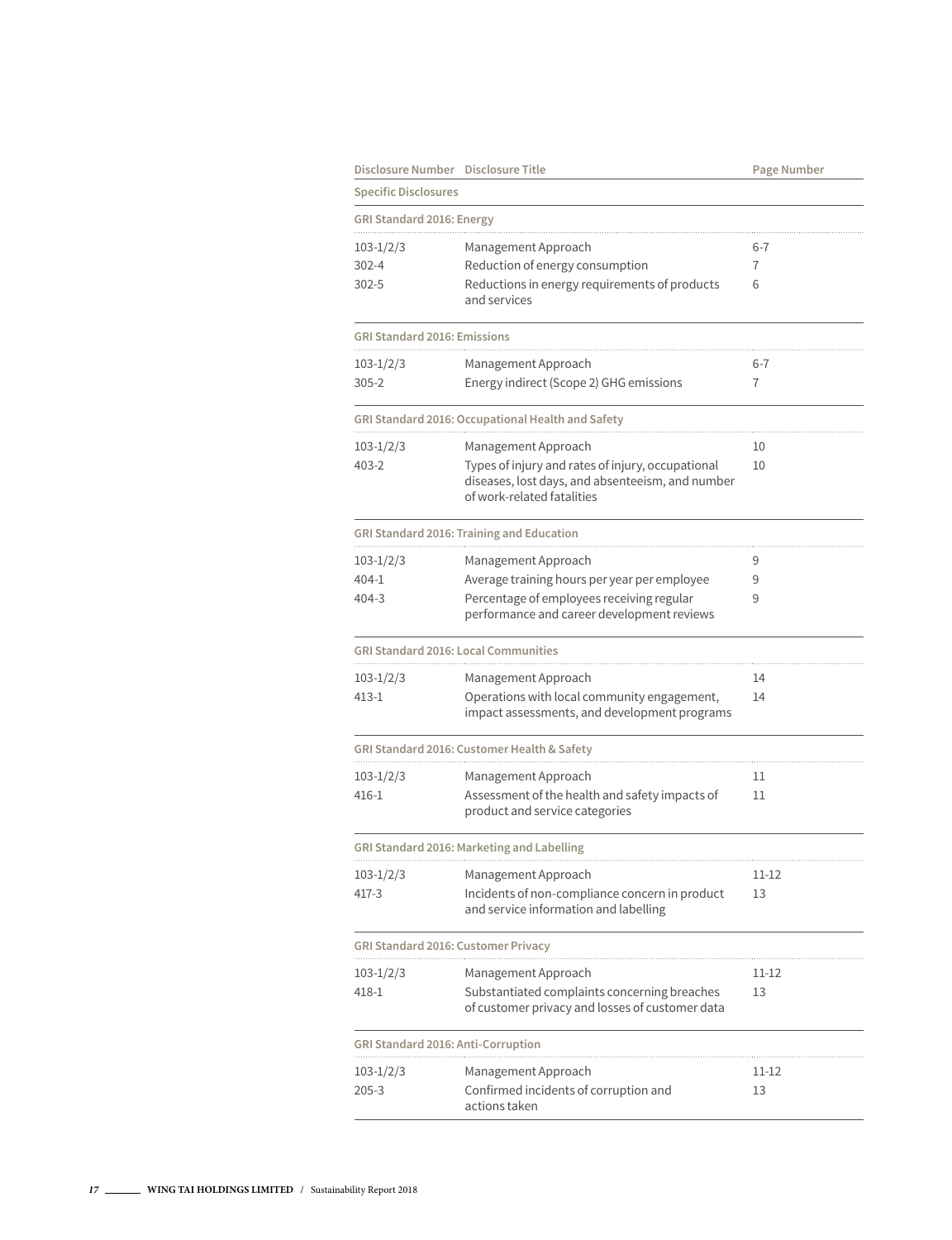| Disclosure Number | Disclosure Title | Page Number |
|---|---|---|
| **Specific Disclosures** | | |
| **GRI Standard 2016: Energy** | | |
| 103-1/2/3 | Management Approach | 6-7 |
| 302-4 | Reduction of energy consumption | 7 |
| 302-5 | Reductions in energy requirements of products and services | 6 |
| **GRI Standard 2016: Emissions** | | |
| 103-1/2/3 | Management Approach | 6-7 |
| 305-2 | Energy indirect (Scope 2) GHG emissions | 7 |
| **GRI Standard 2016: Occupational Health and Safety** | | |
| 103-1/2/3 | Management Approach | 10 |
| 403-2 | Types of injury and rates of injury, occupational diseases, lost days, and absenteeism, and number of work-related fatalities | 10 |
| **GRI Standard 2016: Training and Education** | | |
| 103-1/2/3 | Management Approach | 9 |
| 404-1 | Average training hours per year per employee | 9 |
| 404-3 | Percentage of employees receiving regular performance and career development reviews | 9 |
| **GRI Standard 2016: Local Communities** | | |
| 103-1/2/3 | Management Approach | 14 |
| 413-1 | Operations with local community engagement, impact assessments, and development programs | 14 |
| **GRI Standard 2016: Customer Health & Safety** | | |
| 103-1/2/3 | Management Approach | 11 |
| 416-1 | Assessment of the health and safety impacts of product and service categories | 11 |
| **GRI Standard 2016: Marketing and Labelling** | | |
| 103-1/2/3 | Management Approach | 11-12 |
| 417-3 | Incidents of non-compliance concern in product and service information and labelling | 13 |
| **GRI Standard 2016: Customer Privacy** | | |
| 103-1/2/3 | Management Approach | 11-12 |
| 418-1 | Substantiated complaints concerning breaches of customer privacy and losses of customer data | 13 |
| **GRI Standard 2016: Anti-Corruption** | | |
| 103-1/2/3 | Management Approach | 11-12 |
| 205-3 | Confirmed incidents of corruption and actions taken | 13 |